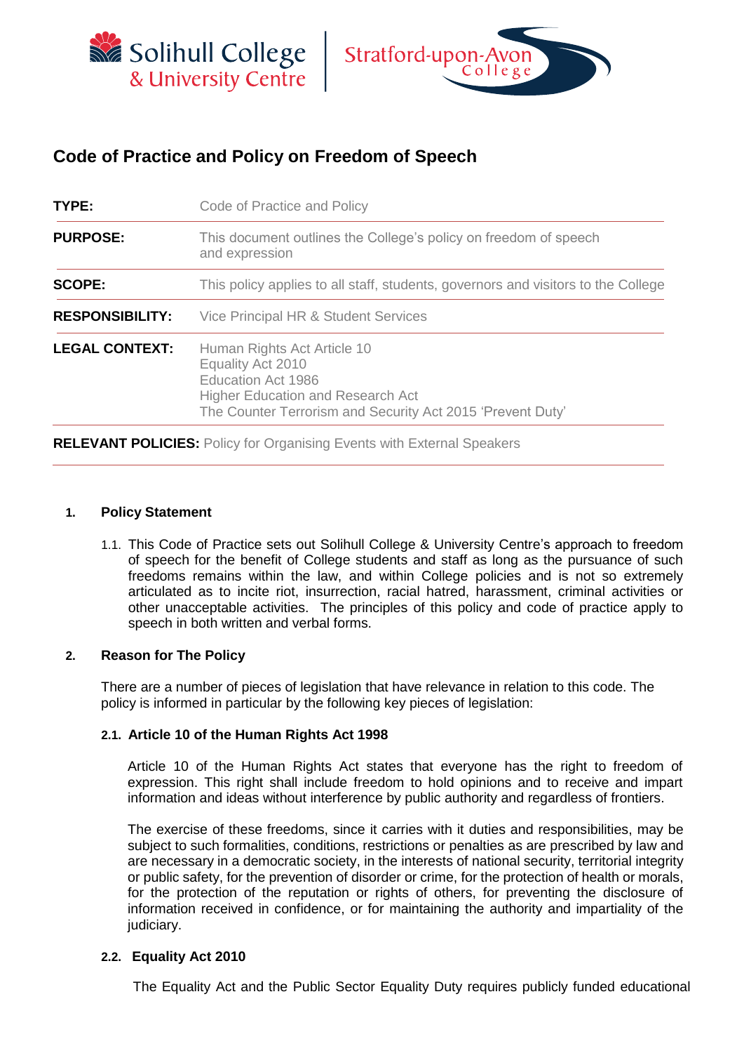# Code of Practice and Policy on Freedom of Speech

| | |
|---|---|
| **TYPE:** | Code of Practice and Policy |
| **PURPOSE:** | This document outlines the College's policy on freedom of speech and expression |
| **SCOPE:** | This policy applies to all staff, students, governors and visitors to the College |
| **RESPONSIBILITY:** | Vice Principal HR & Student Services |
| **LEGAL CONTEXT:** | Human Rights Act Article 10<br>Equality Act 2010<br>Education Act 1986<br>Higher Education and Research Act<br>The Counter Terrorism and Security Act 2015 'Prevent Duty' |

**RELEVANT POLICIES:** Policy for Organising Events with External Speakers

## 1. Policy Statement

1.1. This Code of Practice sets out Solihull College & University Centre's approach to freedom of speech for the benefit of College students and staff as long as the pursuance of such freedoms remains within the law, and within College policies and is not so extremely articulated as to incite riot, insurrection, racial hatred, harassment, criminal activities or other unacceptable activities. The principles of this policy and code of practice apply to speech in both written and verbal forms.

## 2. Reason for The Policy

There are a number of pieces of legislation that have relevance in relation to this code. The policy is informed in particular by the following key pieces of legislation:

### 2.1. Article 10 of the Human Rights Act 1998

Article 10 of the Human Rights Act states that everyone has the right to freedom of expression. This right shall include freedom to hold opinions and to receive and impart information and ideas without interference by public authority and regardless of frontiers.

The exercise of these freedoms, since it carries with it duties and responsibilities, may be subject to such formalities, conditions, restrictions or penalties as are prescribed by law and are necessary in a democratic society, in the interests of national security, territorial integrity or public safety, for the prevention of disorder or crime, for the protection of health or morals, for the protection of the reputation or rights of others, for preventing the disclosure of information received in confidence, or for maintaining the authority and impartiality of the judiciary.

### 2.2. Equality Act 2010

The Equality Act and the Public Sector Equality Duty requires publicly funded educational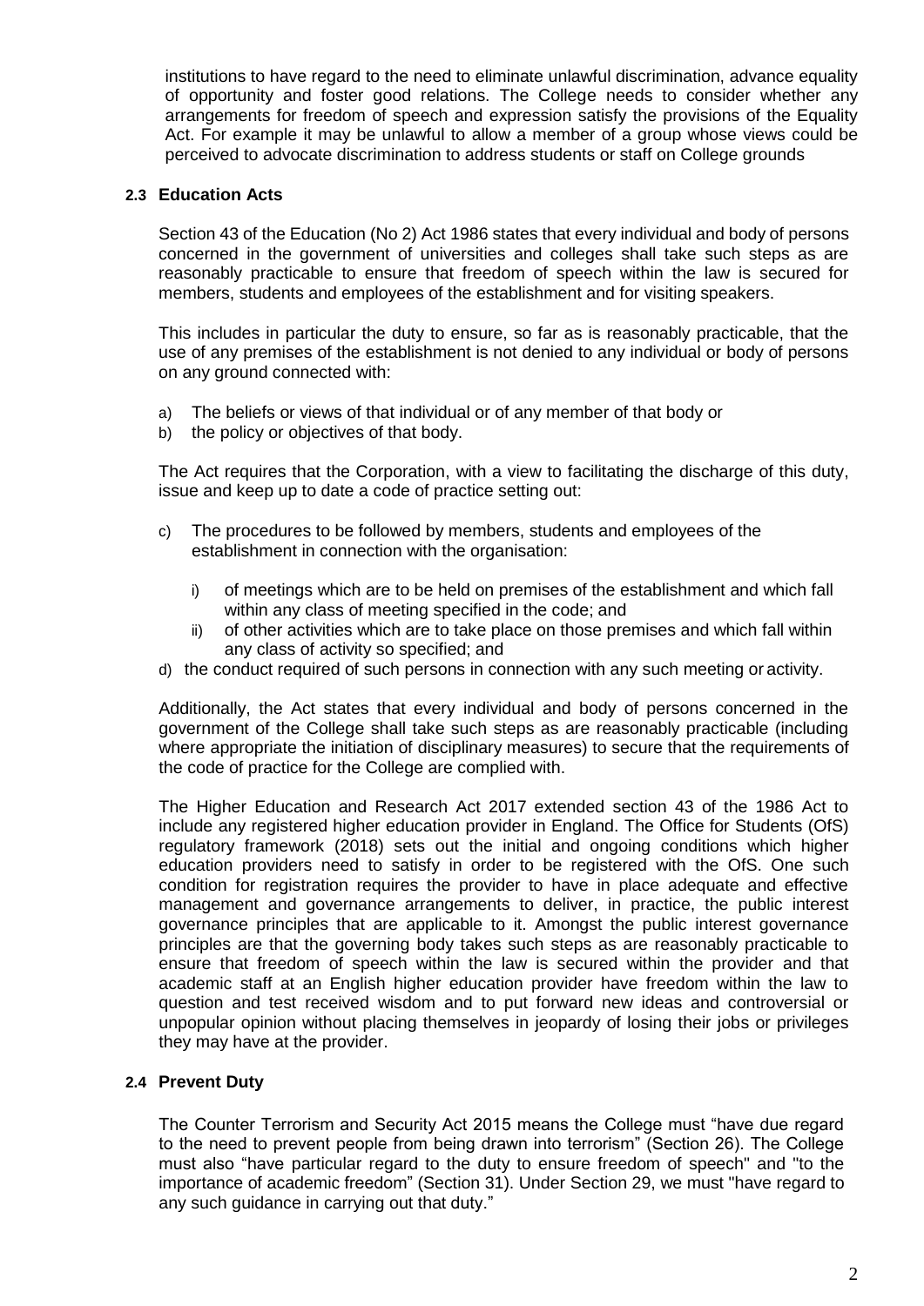institutions to have regard to the need to eliminate unlawful discrimination, advance equality of opportunity and foster good relations. The College needs to consider whether any arrangements for freedom of speech and expression satisfy the provisions of the Equality Act. For example it may be unlawful to allow a member of a group whose views could be perceived to advocate discrimination to address students or staff on College grounds

### 2.3 Education Acts

Section 43 of the Education (No 2) Act 1986 states that every individual and body of persons concerned in the government of universities and colleges shall take such steps as are reasonably practicable to ensure that freedom of speech within the law is secured for members, students and employees of the establishment and for visiting speakers.

This includes in particular the duty to ensure, so far as is reasonably practicable, that the use of any premises of the establishment is not denied to any individual or body of persons on any ground connected with:

a) The beliefs or views of that individual or of any member of that body or
b) the policy or objectives of that body.

The Act requires that the Corporation, with a view to facilitating the discharge of this duty, issue and keep up to date a code of practice setting out:

c) The procedures to be followed by members, students and employees of the establishment in connection with the organisation:
    i) of meetings which are to be held on premises of the establishment and which fall within any class of meeting specified in the code; and
    ii) of other activities which are to take place on those premises and which fall within any class of activity so specified; and
d) the conduct required of such persons in connection with any such meeting or activity.

Additionally, the Act states that every individual and body of persons concerned in the government of the College shall take such steps as are reasonably practicable (including where appropriate the initiation of disciplinary measures) to secure that the requirements of the code of practice for the College are complied with.

The Higher Education and Research Act 2017 extended section 43 of the 1986 Act to include any registered higher education provider in England. The Office for Students (OfS) regulatory framework (2018) sets out the initial and ongoing conditions which higher education providers need to satisfy in order to be registered with the OfS. One such condition for registration requires the provider to have in place adequate and effective management and governance arrangements to deliver, in practice, the public interest governance principles that are applicable to it. Amongst the public interest governance principles are that the governing body takes such steps as are reasonably practicable to ensure that freedom of speech within the law is secured within the provider and that academic staff at an English higher education provider have freedom within the law to question and test received wisdom and to put forward new ideas and controversial or unpopular opinion without placing themselves in jeopardy of losing their jobs or privileges they may have at the provider.

### 2.4 Prevent Duty

The Counter Terrorism and Security Act 2015 means the College must "have due regard to the need to prevent people from being drawn into terrorism" (Section 26). The College must also "have particular regard to the duty to ensure freedom of speech" and "to the importance of academic freedom" (Section 31). Under Section 29, we must "have regard to any such guidance in carrying out that duty."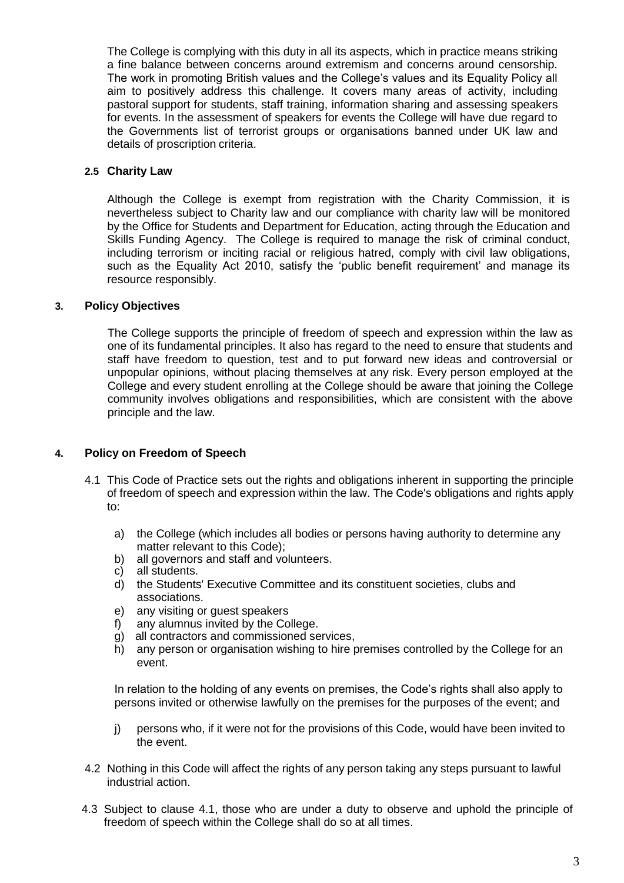The College is complying with this duty in all its aspects, which in practice means striking a fine balance between concerns around extremism and concerns around censorship. The work in promoting British values and the College's values and its Equality Policy all aim to positively address this challenge. It covers many areas of activity, including pastoral support for students, staff training, information sharing and assessing speakers for events. In the assessment of speakers for events the College will have due regard to the Governments list of terrorist groups or organisations banned under UK law and details of proscription criteria.

### 2.5 Charity Law

Although the College is exempt from registration with the Charity Commission, it is nevertheless subject to Charity law and our compliance with charity law will be monitored by the Office for Students and Department for Education, acting through the Education and Skills Funding Agency. The College is required to manage the risk of criminal conduct, including terrorism or inciting racial or religious hatred, comply with civil law obligations, such as the Equality Act 2010, satisfy the 'public benefit requirement' and manage its resource responsibly.

## 3. Policy Objectives

The College supports the principle of freedom of speech and expression within the law as one of its fundamental principles. It also has regard to the need to ensure that students and staff have freedom to question, test and to put forward new ideas and controversial or unpopular opinions, without placing themselves at any risk. Every person employed at the College and every student enrolling at the College should be aware that joining the College community involves obligations and responsibilities, which are consistent with the above principle and the law.

## 4. Policy on Freedom of Speech

4.1 This Code of Practice sets out the rights and obligations inherent in supporting the principle of freedom of speech and expression within the law. The Code's obligations and rights apply to:

a) the College (which includes all bodies or persons having authority to determine any matter relevant to this Code);
b) all governors and staff and volunteers.
c) all students.
d) the Students' Executive Committee and its constituent societies, clubs and associations.
e) any visiting or guest speakers
f) any alumnus invited by the College.
g) all contractors and commissioned services,
h) any person or organisation wishing to hire premises controlled by the College for an event.

In relation to the holding of any events on premises, the Code's rights shall also apply to persons invited or otherwise lawfully on the premises for the purposes of the event; and

j) persons who, if it were not for the provisions of this Code, would have been invited to the event.

4.2 Nothing in this Code will affect the rights of any person taking any steps pursuant to lawful industrial action.

4.3 Subject to clause 4.1, those who are under a duty to observe and uphold the principle of freedom of speech within the College shall do so at all times.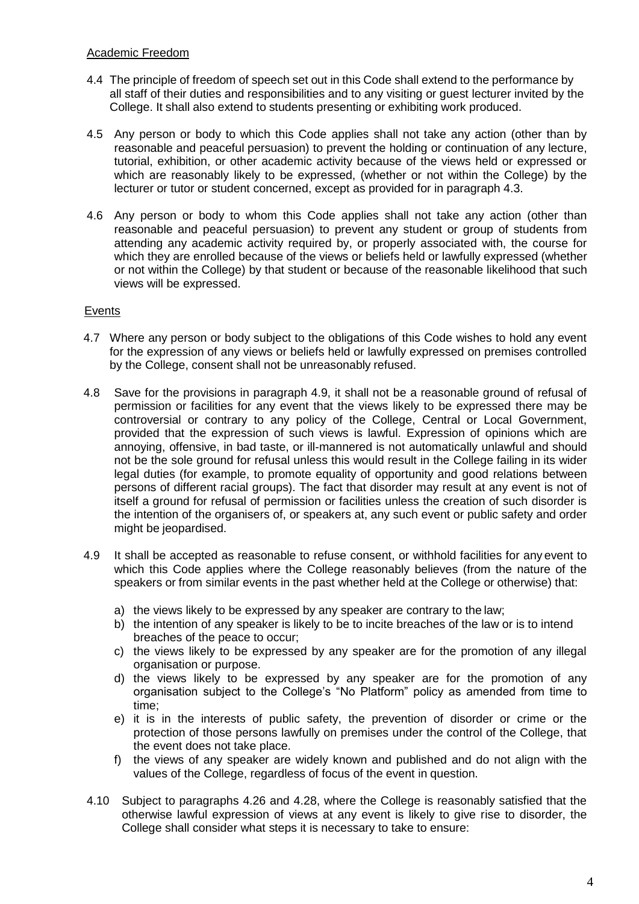Academic Freedom

4.4 The principle of freedom of speech set out in this Code shall extend to the performance by all staff of their duties and responsibilities and to any visiting or guest lecturer invited by the College. It shall also extend to students presenting or exhibiting work produced.

4.5 Any person or body to which this Code applies shall not take any action (other than by reasonable and peaceful persuasion) to prevent the holding or continuation of any lecture, tutorial, exhibition, or other academic activity because of the views held or expressed or which are reasonably likely to be expressed, (whether or not within the College) by the lecturer or tutor or student concerned, except as provided for in paragraph 4.3.

4.6 Any person or body to whom this Code applies shall not take any action (other than reasonable and peaceful persuasion) to prevent any student or group of students from attending any academic activity required by, or properly associated with, the course for which they are enrolled because of the views or beliefs held or lawfully expressed (whether or not within the College) by that student or because of the reasonable likelihood that such views will be expressed.

Events

4.7 Where any person or body subject to the obligations of this Code wishes to hold any event for the expression of any views or beliefs held or lawfully expressed on premises controlled by the College, consent shall not be unreasonably refused.

4.8 Save for the provisions in paragraph 4.9, it shall not be a reasonable ground of refusal of permission or facilities for any event that the views likely to be expressed there may be controversial or contrary to any policy of the College, Central or Local Government, provided that the expression of such views is lawful. Expression of opinions which are annoying, offensive, in bad taste, or ill-mannered is not automatically unlawful and should not be the sole ground for refusal unless this would result in the College failing in its wider legal duties (for example, to promote equality of opportunity and good relations between persons of different racial groups). The fact that disorder may result at any event is not of itself a ground for refusal of permission or facilities unless the creation of such disorder is the intention of the organisers of, or speakers at, any such event or public safety and order might be jeopardised.

4.9 It shall be accepted as reasonable to refuse consent, or withhold facilities for any event to which this Code applies where the College reasonably believes (from the nature of the speakers or from similar events in the past whether held at the College or otherwise) that:

a) the views likely to be expressed by any speaker are contrary to the law;
b) the intention of any speaker is likely to be to incite breaches of the law or is to intend breaches of the peace to occur;
c) the views likely to be expressed by any speaker are for the promotion of any illegal organisation or purpose.
d) the views likely to be expressed by any speaker are for the promotion of any organisation subject to the College's "No Platform" policy as amended from time to time;
e) it is in the interests of public safety, the prevention of disorder or crime or the protection of those persons lawfully on premises under the control of the College, that the event does not take place.
f) the views of any speaker are widely known and published and do not align with the values of the College, regardless of focus of the event in question.

4.10 Subject to paragraphs 4.26 and 4.28, where the College is reasonably satisfied that the otherwise lawful expression of views at any event is likely to give rise to disorder, the College shall consider what steps it is necessary to take to ensure: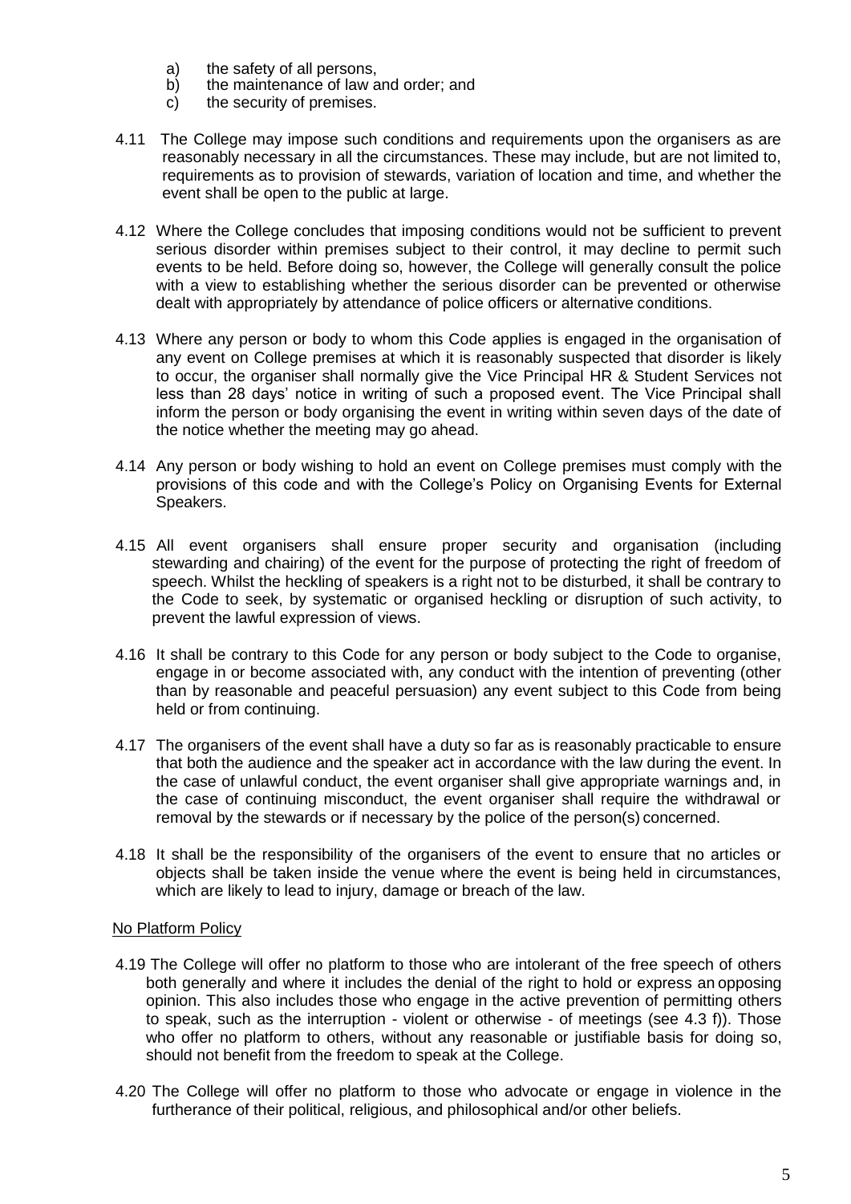a) the safety of all persons,
b) the maintenance of law and order; and
c) the security of premises.

4.11 The College may impose such conditions and requirements upon the organisers as are reasonably necessary in all the circumstances. These may include, but are not limited to, requirements as to provision of stewards, variation of location and time, and whether the event shall be open to the public at large.

4.12 Where the College concludes that imposing conditions would not be sufficient to prevent serious disorder within premises subject to their control, it may decline to permit such events to be held. Before doing so, however, the College will generally consult the police with a view to establishing whether the serious disorder can be prevented or otherwise dealt with appropriately by attendance of police officers or alternative conditions.

4.13 Where any person or body to whom this Code applies is engaged in the organisation of any event on College premises at which it is reasonably suspected that disorder is likely to occur, the organiser shall normally give the Vice Principal HR & Student Services not less than 28 days' notice in writing of such a proposed event. The Vice Principal shall inform the person or body organising the event in writing within seven days of the date of the notice whether the meeting may go ahead.

4.14 Any person or body wishing to hold an event on College premises must comply with the provisions of this code and with the College's Policy on Organising Events for External Speakers.

4.15 All event organisers shall ensure proper security and organisation (including stewarding and chairing) of the event for the purpose of protecting the right of freedom of speech. Whilst the heckling of speakers is a right not to be disturbed, it shall be contrary to the Code to seek, by systematic or organised heckling or disruption of such activity, to prevent the lawful expression of views.

4.16 It shall be contrary to this Code for any person or body subject to the Code to organise, engage in or become associated with, any conduct with the intention of preventing (other than by reasonable and peaceful persuasion) any event subject to this Code from being held or from continuing.

4.17 The organisers of the event shall have a duty so far as is reasonably practicable to ensure that both the audience and the speaker act in accordance with the law during the event. In the case of unlawful conduct, the event organiser shall give appropriate warnings and, in the case of continuing misconduct, the event organiser shall require the withdrawal or removal by the stewards or if necessary by the police of the person(s) concerned.

4.18 It shall be the responsibility of the organisers of the event to ensure that no articles or objects shall be taken inside the venue where the event is being held in circumstances, which are likely to lead to injury, damage or breach of the law.

<u>No Platform Policy</u>

4.19 The College will offer no platform to those who are intolerant of the free speech of others both generally and where it includes the denial of the right to hold or express an opposing opinion. This also includes those who engage in the active prevention of permitting others to speak, such as the interruption - violent or otherwise - of meetings (see 4.3 f)). Those who offer no platform to others, without any reasonable or justifiable basis for doing so, should not benefit from the freedom to speak at the College.

4.20 The College will offer no platform to those who advocate or engage in violence in the furtherance of their political, religious, and philosophical and/or other beliefs.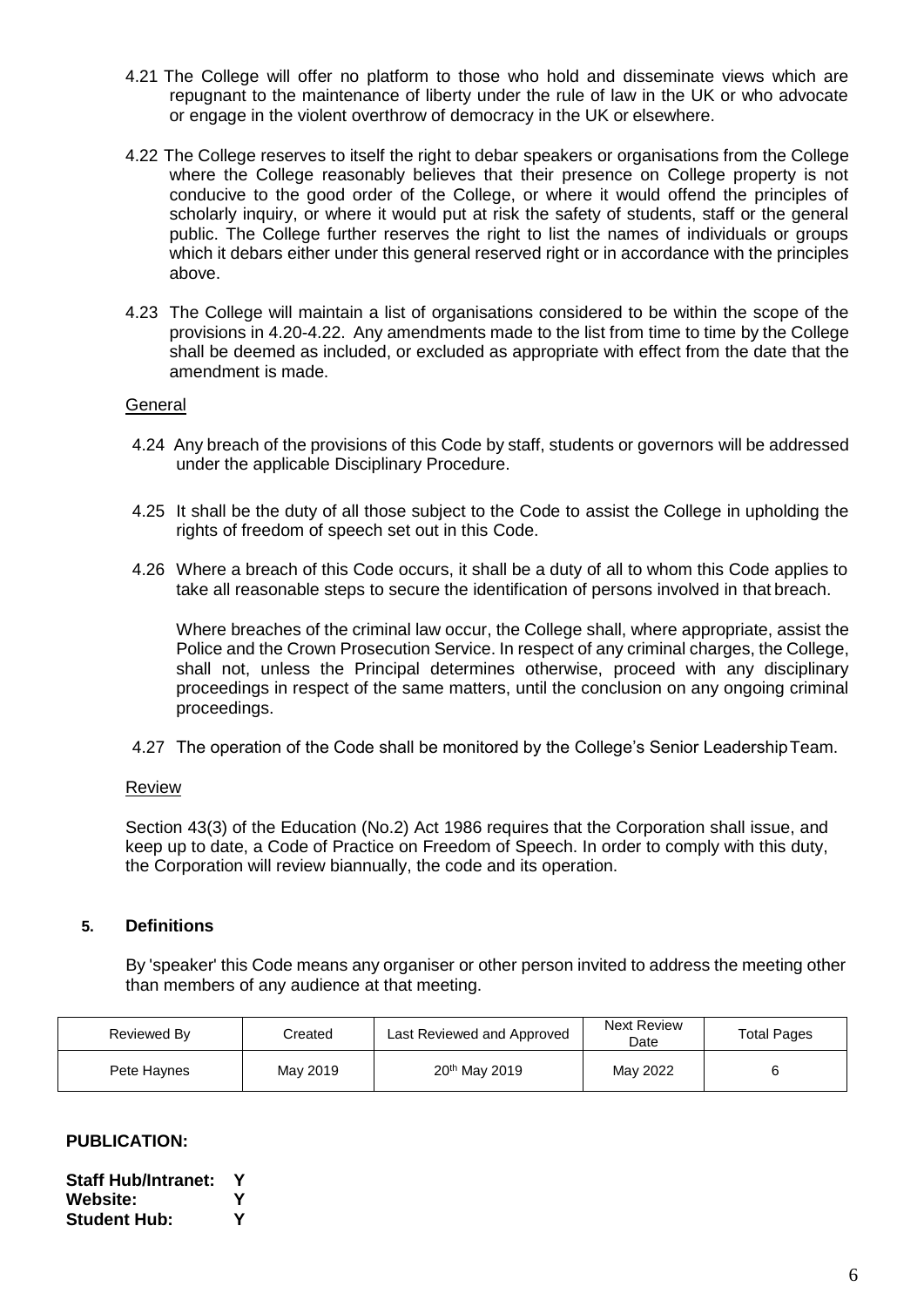4.21 The College will offer no platform to those who hold and disseminate views which are repugnant to the maintenance of liberty under the rule of law in the UK or who advocate or engage in the violent overthrow of democracy in the UK or elsewhere.

4.22 The College reserves to itself the right to debar speakers or organisations from the College where the College reasonably believes that their presence on College property is not conducive to the good order of the College, or where it would offend the principles of scholarly inquiry, or where it would put at risk the safety of students, staff or the general public. The College further reserves the right to list the names of individuals or groups which it debars either under this general reserved right or in accordance with the principles above.

4.23 The College will maintain a list of organisations considered to be within the scope of the provisions in 4.20-4.22. Any amendments made to the list from time to time by the College shall be deemed as included, or excluded as appropriate with effect from the date that the amendment is made.

General

4.24 Any breach of the provisions of this Code by staff, students or governors will be addressed under the applicable Disciplinary Procedure.

4.25 It shall be the duty of all those subject to the Code to assist the College in upholding the rights of freedom of speech set out in this Code.

4.26 Where a breach of this Code occurs, it shall be a duty of all to whom this Code applies to take all reasonable steps to secure the identification of persons involved in that breach.

Where breaches of the criminal law occur, the College shall, where appropriate, assist the Police and the Crown Prosecution Service. In respect of any criminal charges, the College, shall not, unless the Principal determines otherwise, proceed with any disciplinary proceedings in respect of the same matters, until the conclusion on any ongoing criminal proceedings.

4.27 The operation of the Code shall be monitored by the College's Senior Leadership Team.

Review

Section 43(3) of the Education (No.2) Act 1986 requires that the Corporation shall issue, and keep up to date, a Code of Practice on Freedom of Speech. In order to comply with this duty, the Corporation will review biannually, the code and its operation.

## 5. Definitions

By 'speaker' this Code means any organiser or other person invited to address the meeting other than members of any audience at that meeting.

| Reviewed By | Created | Last Reviewed and Approved | Next Review Date | Total Pages |
|---|---|---|---|---|
| Pete Haynes | May 2019 | 20th May 2019 | May 2022 | 6 |

**PUBLICATION:**

**Staff Hub/Intranet: Y**
**Website: Y**
**Student Hub: Y**